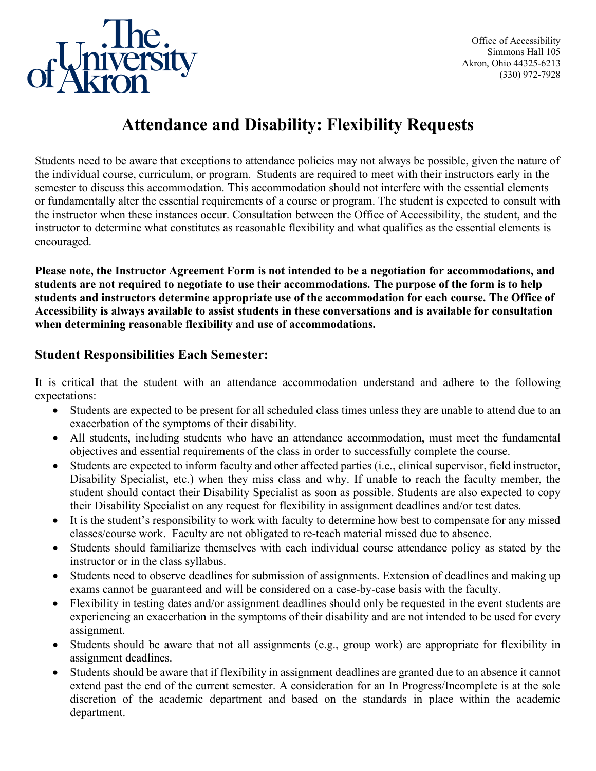The University of Akron

Office of Accessibility
Simmons Hall 105
Akron, Ohio 44325-6213
(330) 972-7928

# Attendance and Disability: Flexibility Requests

Students need to be aware that exceptions to attendance policies may not always be possible, given the nature of the individual course, curriculum, or program. Students are required to meet with their instructors early in the semester to discuss this accommodation. This accommodation should not interfere with the essential elements or fundamentally alter the essential requirements of a course or program. The student is expected to consult with the instructor when these instances occur. Consultation between the Office of Accessibility, the student, and the instructor to determine what constitutes as reasonable flexibility and what qualifies as the essential elements is encouraged.

**Please note, the Instructor Agreement Form is not intended to be a negotiation for accommodations, and students are not required to negotiate to use their accommodations. The purpose of the form is to help students and instructors determine appropriate use of the accommodation for each course. The Office of Accessibility is always available to assist students in these conversations and is available for consultation when determining reasonable flexibility and use of accommodations.**

## Student Responsibilities Each Semester:

It is critical that the student with an attendance accommodation understand and adhere to the following expectations:

- Students are expected to be present for all scheduled class times unless they are unable to attend due to an exacerbation of the symptoms of their disability.
- All students, including students who have an attendance accommodation, must meet the fundamental objectives and essential requirements of the class in order to successfully complete the course.
- Students are expected to inform faculty and other affected parties (i.e., clinical supervisor, field instructor, Disability Specialist, etc.) when they miss class and why. If unable to reach the faculty member, the student should contact their Disability Specialist as soon as possible. Students are also expected to copy their Disability Specialist on any request for flexibility in assignment deadlines and/or test dates.
- It is the student's responsibility to work with faculty to determine how best to compensate for any missed classes/course work. Faculty are not obligated to re-teach material missed due to absence.
- Students should familiarize themselves with each individual course attendance policy as stated by the instructor or in the class syllabus.
- Students need to observe deadlines for submission of assignments. Extension of deadlines and making up exams cannot be guaranteed and will be considered on a case-by-case basis with the faculty.
- Flexibility in testing dates and/or assignment deadlines should only be requested in the event students are experiencing an exacerbation in the symptoms of their disability and are not intended to be used for every assignment.
- Students should be aware that not all assignments (e.g., group work) are appropriate for flexibility in assignment deadlines.
- Students should be aware that if flexibility in assignment deadlines are granted due to an absence it cannot extend past the end of the current semester. A consideration for an In Progress/Incomplete is at the sole discretion of the academic department and based on the standards in place within the academic department.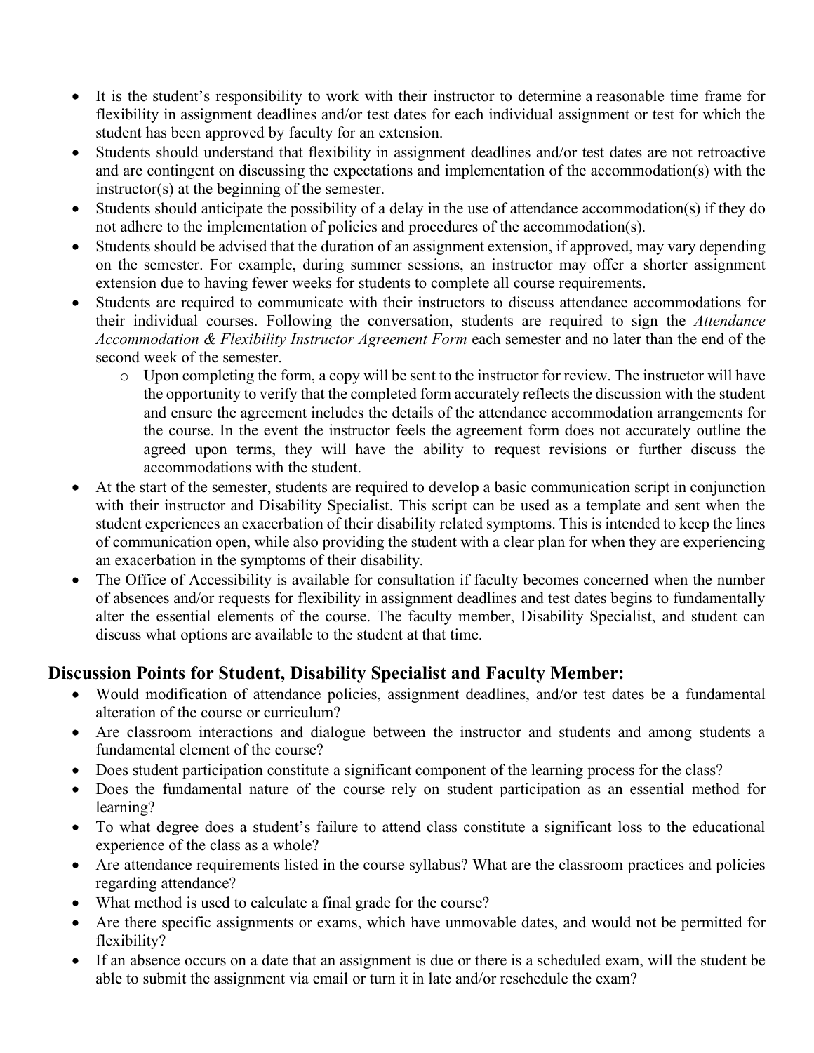- It is the student's responsibility to work with their instructor to determine a reasonable time frame for flexibility in assignment deadlines and/or test dates for each individual assignment or test for which the student has been approved by faculty for an extension.
- Students should understand that flexibility in assignment deadlines and/or test dates are not retroactive and are contingent on discussing the expectations and implementation of the accommodation(s) with the instructor(s) at the beginning of the semester.
- Students should anticipate the possibility of a delay in the use of attendance accommodation(s) if they do not adhere to the implementation of policies and procedures of the accommodation(s).
- Students should be advised that the duration of an assignment extension, if approved, may vary depending on the semester. For example, during summer sessions, an instructor may offer a shorter assignment extension due to having fewer weeks for students to complete all course requirements.
- Students are required to communicate with their instructors to discuss attendance accommodations for their individual courses. Following the conversation, students are required to sign the *Attendance Accommodation & Flexibility Instructor Agreement Form* each semester and no later than the end of the second week of the semester.
  - Upon completing the form, a copy will be sent to the instructor for review. The instructor will have the opportunity to verify that the completed form accurately reflects the discussion with the student and ensure the agreement includes the details of the attendance accommodation arrangements for the course. In the event the instructor feels the agreement form does not accurately outline the agreed upon terms, they will have the ability to request revisions or further discuss the accommodations with the student.
- At the start of the semester, students are required to develop a basic communication script in conjunction with their instructor and Disability Specialist. This script can be used as a template and sent when the student experiences an exacerbation of their disability related symptoms. This is intended to keep the lines of communication open, while also providing the student with a clear plan for when they are experiencing an exacerbation in the symptoms of their disability.
- The Office of Accessibility is available for consultation if faculty becomes concerned when the number of absences and/or requests for flexibility in assignment deadlines and test dates begins to fundamentally alter the essential elements of the course. The faculty member, Disability Specialist, and student can discuss what options are available to the student at that time.

## Discussion Points for Student, Disability Specialist and Faculty Member:

- Would modification of attendance policies, assignment deadlines, and/or test dates be a fundamental alteration of the course or curriculum?
- Are classroom interactions and dialogue between the instructor and students and among students a fundamental element of the course?
- Does student participation constitute a significant component of the learning process for the class?
- Does the fundamental nature of the course rely on student participation as an essential method for learning?
- To what degree does a student's failure to attend class constitute a significant loss to the educational experience of the class as a whole?
- Are attendance requirements listed in the course syllabus? What are the classroom practices and policies regarding attendance?
- What method is used to calculate a final grade for the course?
- Are there specific assignments or exams, which have unmovable dates, and would not be permitted for flexibility?
- If an absence occurs on a date that an assignment is due or there is a scheduled exam, will the student be able to submit the assignment via email or turn it in late and/or reschedule the exam?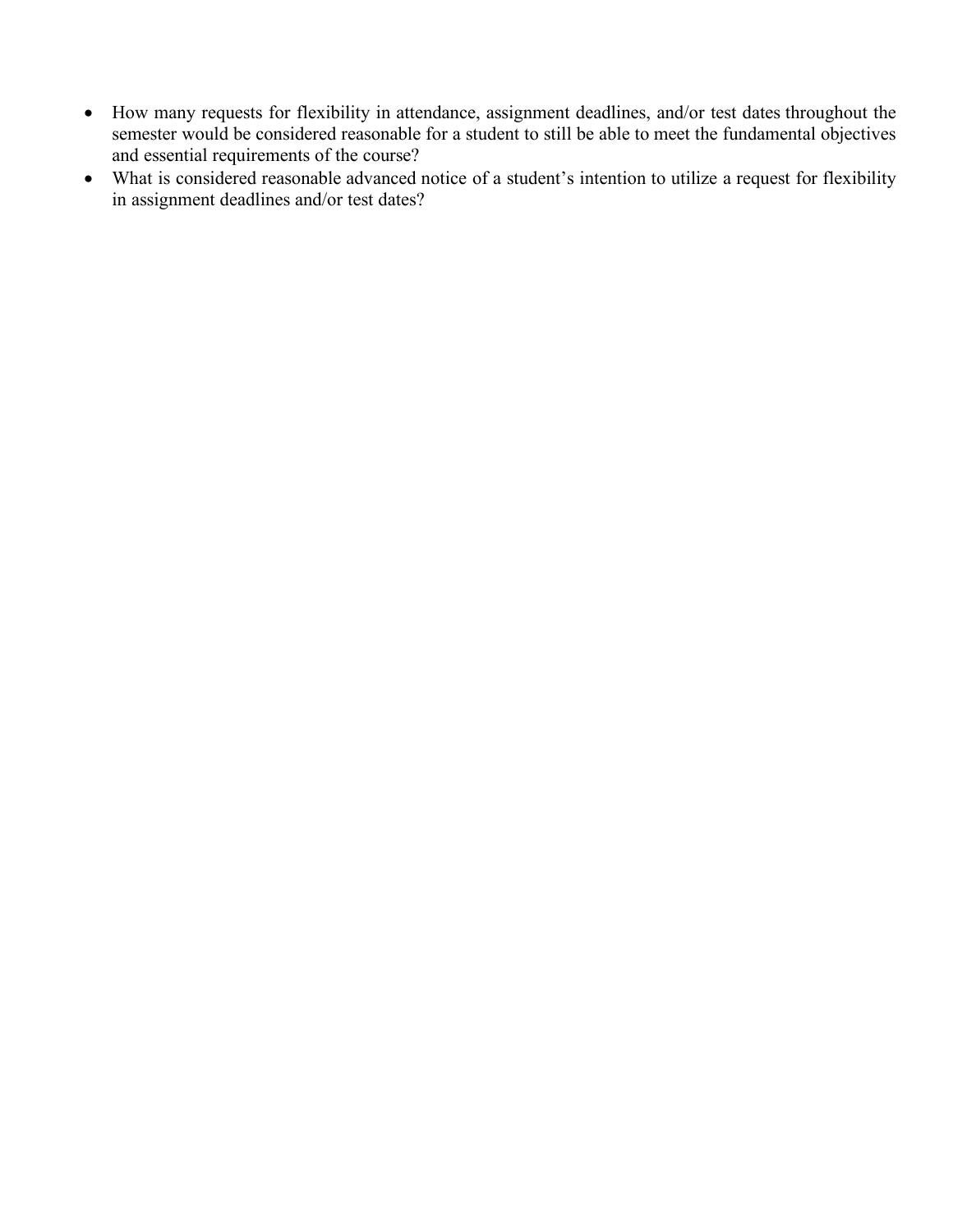- How many requests for flexibility in attendance, assignment deadlines, and/or test dates throughout the semester would be considered reasonable for a student to still be able to meet the fundamental objectives and essential requirements of the course?
- What is considered reasonable advanced notice of a student's intention to utilize a request for flexibility in assignment deadlines and/or test dates?